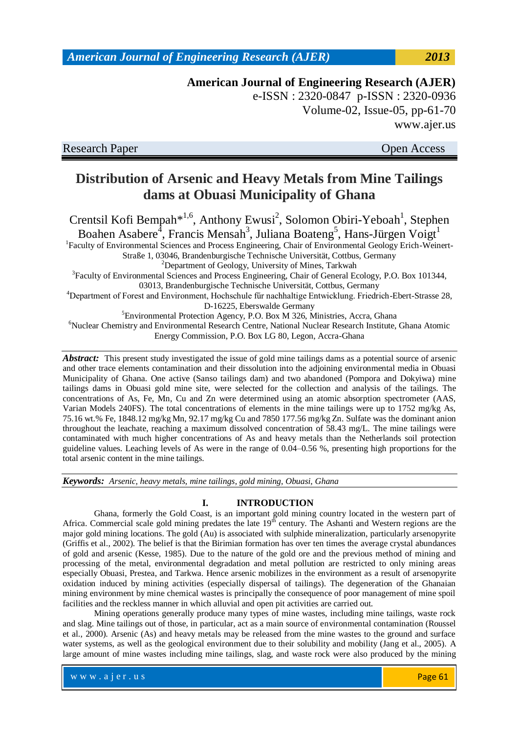# Distribution of Arsenic and Heavy Metals from Mine Tailings dams at Obuasi Municipality of Ghana

Crentsil Kofi Bempah*[1,6], Anthony Ewusi[2], Solomon Obiri-Yeboah[1], Stephen Boahen Asabere[4], Francis Mensah[3], Juliana Boateng[5], Hans-Jürgen Voigt[1]

[1]Faculty of Environmental Sciences and Process Engineering, Chair of Environmental Geology Erich-Weinert-Straße 1, 03046, Brandenburgische Technische Universität, Cottbus, Germany

[2]Department of Geology, University of Mines, Tarkwah

[3]Faculty of Environmental Sciences and Process Engineering, Chair of General Ecology, P.O. Box 101344, 03013, Brandenburgische Technische Universität, Cottbus, Germany

[4]Department of Forest and Environment, Hochschule fűr nachhaltige Entwicklung. Friedrich-Ebert-Strasse 28, D-16225, Eberswalde Germany

[5]Environmental Protection Agency, P.O. Box M 326, Ministries, Accra, Ghana

[6]Nuclear Chemistry and Environmental Research Centre, National Nuclear Research Institute, Ghana Atomic Energy Commission, P.O. Box LG 80, Legon, Accra-Ghana

***Abstract:*** This present study investigated the issue of gold mine tailings dams as a potential source of arsenic and other trace elements contamination and their dissolution into the adjoining environmental media in Obuasi Municipality of Ghana. One active (Sanso tailings dam) and two abandoned (Pompora and Dokyiwa) mine tailings dams in Obuasi gold mine site, were selected for the collection and analysis of the tailings. The concentrations of As, Fe, Mn, Cu and Zn were determined using an atomic absorption spectrometer (AAS, Varian Models 240FS). The total concentrations of elements in the mine tailings were up to 1752 mg/kg As, 75.16 wt.% Fe, 1848.12 mg/kg Mn, 92.17 mg/kg Cu and 7850 177.56 mg/kg Zn. Sulfate was the dominant anion throughout the leachate, reaching a maximum dissolved concentration of 58.43 mg/L. The mine tailings were contaminated with much higher concentrations of As and heavy metals than the Netherlands soil protection guideline values. Leaching levels of As were in the range of 0.04–0.56 %, presenting high proportions for the total arsenic content in the mine tailings.

***Keywords:*** *Arsenic, heavy metals, mine tailings, gold mining, Obuasi, Ghana*

## I. INTRODUCTION

Ghana, formerly the Gold Coast, is an important gold mining country located in the western part of Africa. Commercial scale gold mining predates the late 19th century. The Ashanti and Western regions are the major gold mining locations. The gold (Au) is associated with sulphide mineralization, particularly arsenopyrite (Griffis et al., 2002). The belief is that the Birimian formation has over ten times the average crystal abundances of gold and arsenic (Kesse, 1985). Due to the nature of the gold ore and the previous method of mining and processing of the metal, environmental degradation and metal pollution are restricted to only mining areas especially Obuasi, Prestea, and Tarkwa. Hence arsenic mobilizes in the environment as a result of arsenopyrite oxidation induced by mining activities (especially dispersal of tailings). The degeneration of the Ghanaian mining environment by mine chemical wastes is principally the consequence of poor management of mine spoil facilities and the reckless manner in which alluvial and open pit activities are carried out.

Mining operations generally produce many types of mine wastes, including mine tailings, waste rock and slag. Mine tailings out of those, in particular, act as a main source of environmental contamination (Roussel et al., 2000). Arsenic (As) and heavy metals may be released from the mine wastes to the ground and surface water systems, as well as the geological environment due to their solubility and mobility (Jang et al., 2005). A large amount of mine wastes including mine tailings, slag, and waste rock were also produced by the mining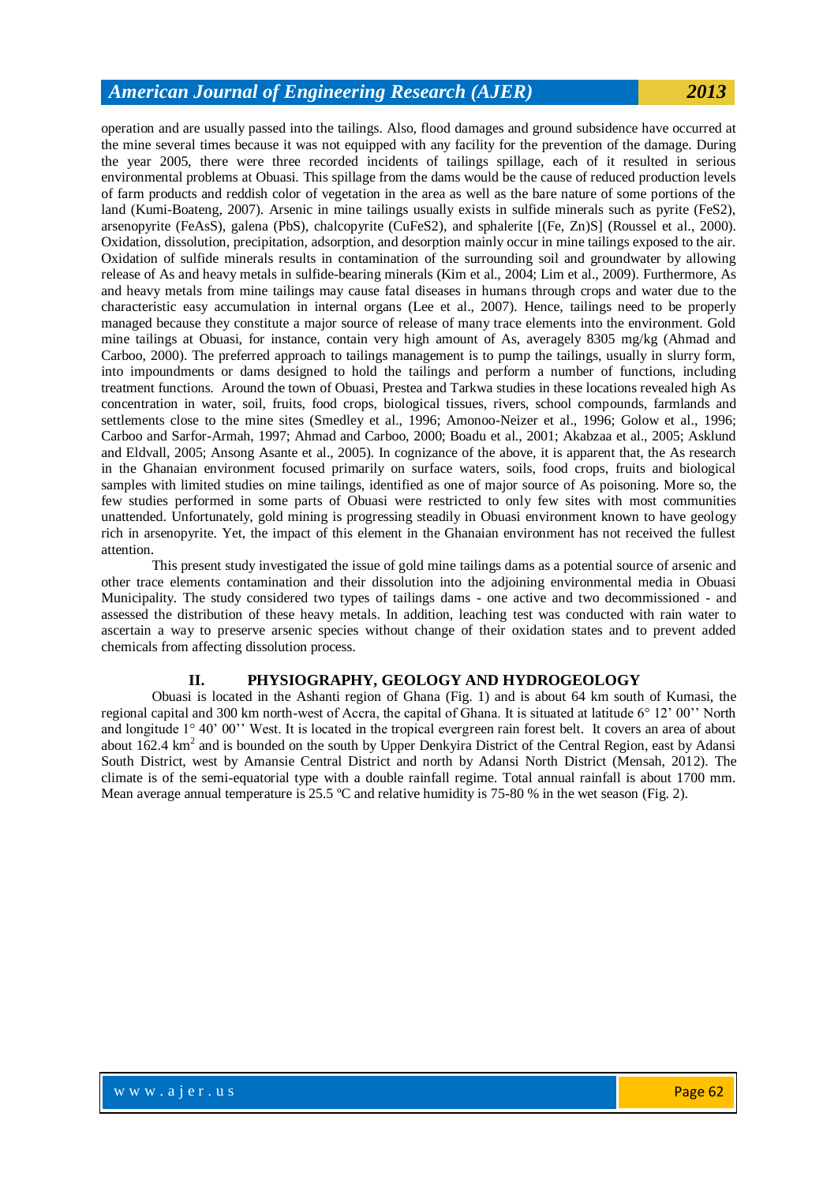operation and are usually passed into the tailings. Also, flood damages and ground subsidence have occurred at the mine several times because it was not equipped with any facility for the prevention of the damage. During the year 2005, there were three recorded incidents of tailings spillage, each of it resulted in serious environmental problems at Obuasi. This spillage from the dams would be the cause of reduced production levels of farm products and reddish color of vegetation in the area as well as the bare nature of some portions of the land (Kumi-Boateng, 2007). Arsenic in mine tailings usually exists in sulfide minerals such as pyrite ($FeS_2$), arsenopyrite (FeAsS), galena (PbS), chalcopyrite ($CuFeS_2$), and sphalerite [(Fe, Zn)S] (Roussel et al., 2000). Oxidation, dissolution, precipitation, adsorption, and desorption mainly occur in mine tailings exposed to the air. Oxidation of sulfide minerals results in contamination of the surrounding soil and groundwater by allowing release of As and heavy metals in sulfide-bearing minerals (Kim et al., 2004; Lim et al., 2009). Furthermore, As and heavy metals from mine tailings may cause fatal diseases in humans through crops and water due to the characteristic easy accumulation in internal organs (Lee et al., 2007). Hence, tailings need to be properly managed because they constitute a major source of release of many trace elements into the environment. Gold mine tailings at Obuasi, for instance, contain very high amount of As, averagely 8305 mg/kg (Ahmad and Carboo, 2000). The preferred approach to tailings management is to pump the tailings, usually in slurry form, into impoundments or dams designed to hold the tailings and perform a number of functions, including treatment functions. Around the town of Obuasi, Prestea and Tarkwa studies in these locations revealed high As concentration in water, soil, fruits, food crops, biological tissues, rivers, school compounds, farmlands and settlements close to the mine sites (Smedley et al., 1996; Amonoo-Neizer et al., 1996; Golow et al., 1996; Carboo and Sarfor-Armah, 1997; Ahmad and Carboo, 2000; Boadu et al., 2001; Akabzaa et al., 2005; Asklund and Eldvall, 2005; Ansong Asante et al., 2005). In cognizance of the above, it is apparent that, the As research in the Ghanaian environment focused primarily on surface waters, soils, food crops, fruits and biological samples with limited studies on mine tailings, identified as one of major source of As poisoning. More so, the few studies performed in some parts of Obuasi were restricted to only few sites with most communities unattended. Unfortunately, gold mining is progressing steadily in Obuasi environment known to have geology rich in arsenopyrite. Yet, the impact of this element in the Ghanaian environment has not received the fullest attention.

This present study investigated the issue of gold mine tailings dams as a potential source of arsenic and other trace elements contamination and their dissolution into the adjoining environmental media in Obuasi Municipality. The study considered two types of tailings dams - one active and two decommissioned - and assessed the distribution of these heavy metals. In addition, leaching test was conducted with rain water to ascertain a way to preserve arsenic species without change of their oxidation states and to prevent added chemicals from affecting dissolution process.

## II. PHYSIOGRAPHY, GEOLOGY AND HYDROGEOLOGY

Obuasi is located in the Ashanti region of Ghana (Fig. 1) and is about 64 km south of Kumasi, the regional capital and 300 km north-west of Accra, the capital of Ghana. It is situated at latitude 6° 12' 00'' North and longitude 1° 40' 00'' West. It is located in the tropical evergreen rain forest belt. It covers an area of about about 162.4 $km^2$ and is bounded on the south by Upper Denkyira District of the Central Region, east by Adansi South District, west by Amansie Central District and north by Adansi North District (Mensah, 2012). The climate is of the semi-equatorial type with a double rainfall regime. Total annual rainfall is about 1700 mm. Mean average annual temperature is 25.5 ºC and relative humidity is 75-80 % in the wet season (Fig. 2).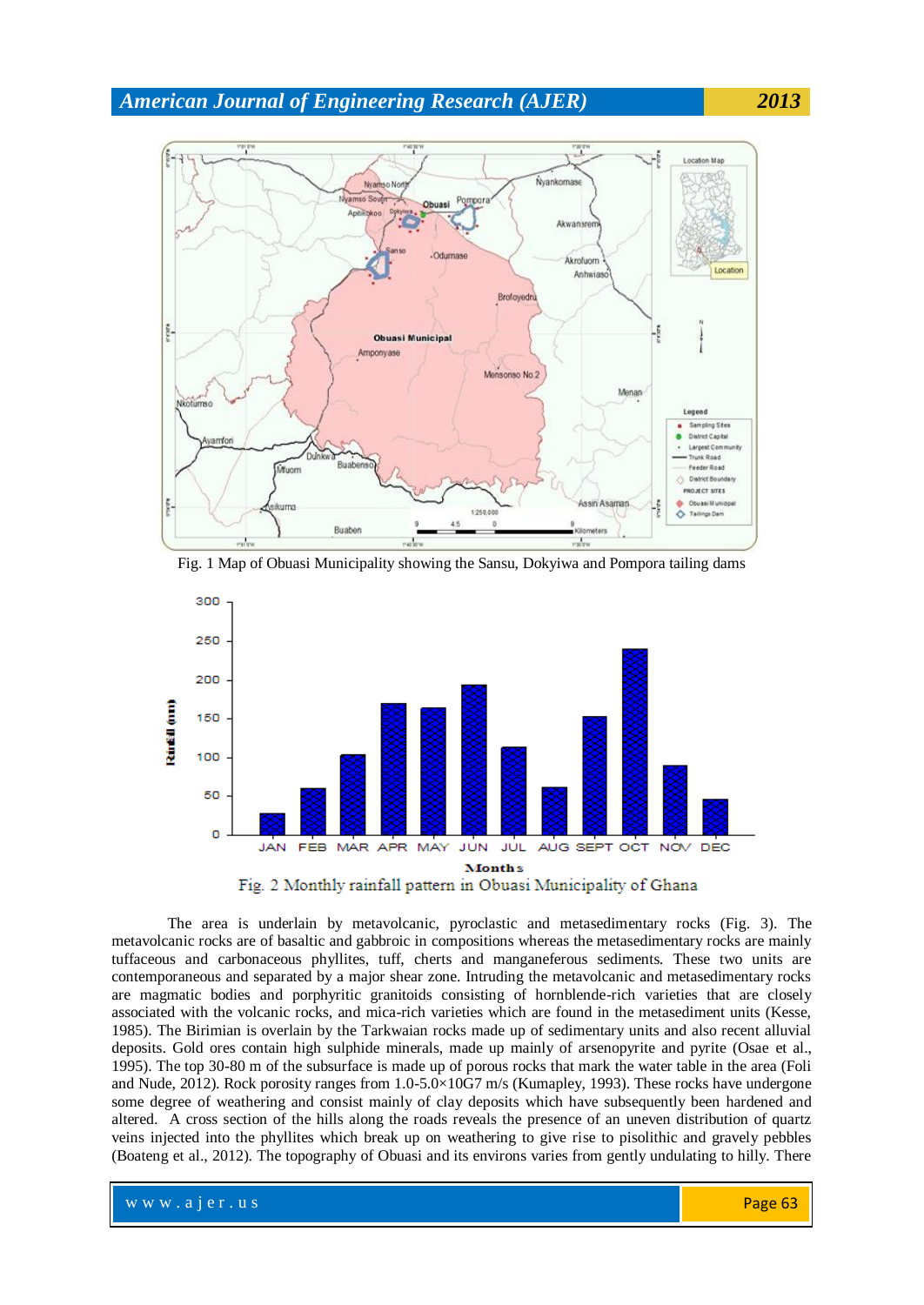Fig. 1 Map of Obuasi Municipality showing the Sansu, Dokyiwa and Pompora tailing dams

Fig. 2 Monthly rainfall pattern in Obuasi Municipality of Ghana

The area is underlain by metavolcanic, pyroclastic and metasedimentary rocks (Fig. 3). The metavolcanic rocks are of basaltic and gabbroic in compositions whereas the metasedimentary rocks are mainly tuffaceous and carbonaceous phyllites, tuff, cherts and manganeferous sediments. These two units are contemporaneous and separated by a major shear zone. Intruding the metavolcanic and metasedimentary rocks are magmatic bodies and porphyritic granitoids consisting of hornblende-rich varieties that are closely associated with the volcanic rocks, and mica-rich varieties which are found in the metasediment units (Kesse, 1985). The Birimian is overlain by the Tarkwaian rocks made up of sedimentary units and also recent alluvial deposits. Gold ores contain high sulphide minerals, made up mainly of arsenopyrite and pyrite (Osae et al., 1995). The top 30-80 m of the subsurface is made up of porous rocks that mark the water table in the area (Foli and Nude, 2012). Rock porosity ranges from 1.0-5.0×10G7 m/s (Kumapley, 1993). These rocks have undergone some degree of weathering and consist mainly of clay deposits which have subsequently been hardened and altered. A cross section of the hills along the roads reveals the presence of an uneven distribution of quartz veins injected into the phyllites which break up on weathering to give rise to pisolithic and gravely pebbles (Boateng et al., 2012). The topography of Obuasi and its environs varies from gently undulating to hilly. There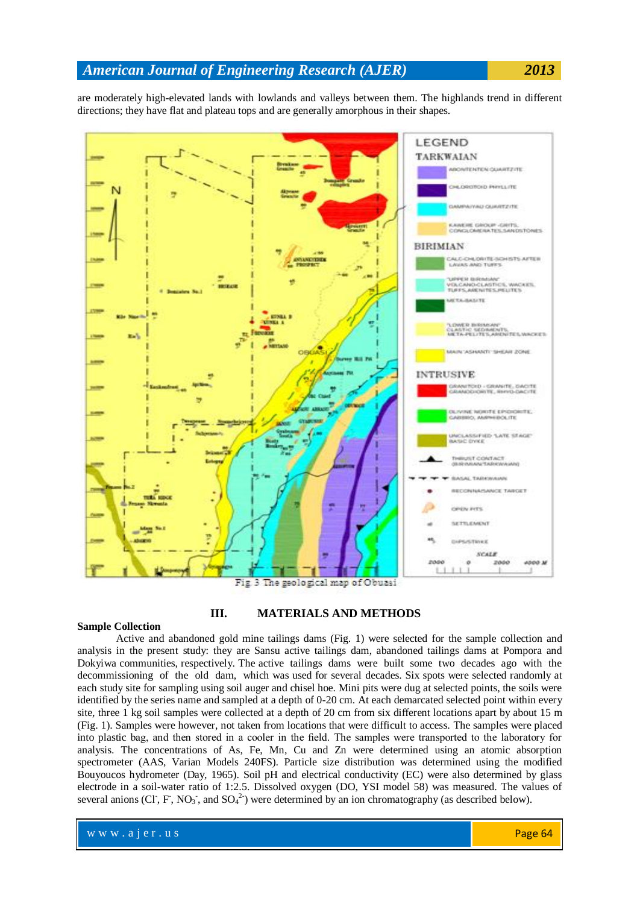are moderately high-elevated lands with lowlands and valleys between them. The highlands trend in different directions; they have flat and plateau tops and are generally amorphous in their shapes.

Fig. 3 The geological map of Obuasi

## III. MATERIALS AND METHODS

**Sample Collection**

Active and abandoned gold mine tailings dams (Fig. 1) were selected for the sample collection and analysis in the present study: they are Sansu active tailings dam, abandoned tailings dams at Pompora and Dokyiwa communities, respectively. The active tailings dams were built some two decades ago with the decommissioning of the old dam, which was used for several decades. Six spots were selected randomly at each study site for sampling using soil auger and chisel hoe. Mini pits were dug at selected points, the soils were identified by the series name and sampled at a depth of 0-20 cm. At each demarcated selected point within every site, three 1 kg soil samples were collected at a depth of 20 cm from six different locations apart by about 15 m (Fig. 1). Samples were however, not taken from locations that were difficult to access. The samples were placed into plastic bag, and then stored in a cooler in the field. The samples were transported to the laboratory for analysis. The concentrations of As, Fe, Mn, Cu and Zn were determined using an atomic absorption spectrometer (AAS, Varian Models 240FS). Particle size distribution was determined using the modified Bouyoucos hydrometer (Day, 1965). Soil pH and electrical conductivity (EC) were also determined by glass electrode in a soil-water ratio of 1:2.5. Dissolved oxygen (DO, YSI model 58) was measured. The values of several anions ($Cl^-$, $F^-$, $NO_3^-$, and $SO_4^{2-}$) were determined by an ion chromatography (as described below).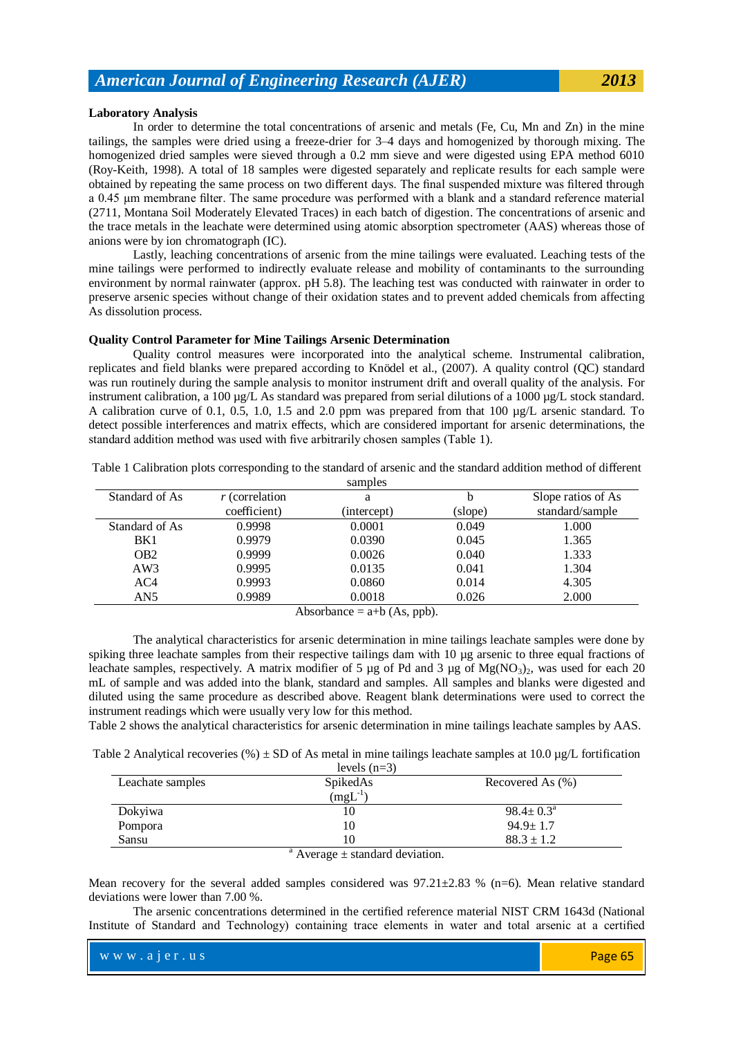### Laboratory Analysis

In order to determine the total concentrations of arsenic and metals (Fe, Cu, Mn and Zn) in the mine tailings, the samples were dried using a freeze-drier for 3–4 days and homogenized by thorough mixing. The homogenized dried samples were sieved through a 0.2 mm sieve and were digested using EPA method 6010 (Roy-Keith, 1998). A total of 18 samples were digested separately and replicate results for each sample were obtained by repeating the same process on two different days. The final suspended mixture was filtered through a 0.45 µm membrane filter. The same procedure was performed with a blank and a standard reference material (2711, Montana Soil Moderately Elevated Traces) in each batch of digestion. The concentrations of arsenic and the trace metals in the leachate were determined using atomic absorption spectrometer (AAS) whereas those of anions were by ion chromatograph (IC).

Lastly, leaching concentrations of arsenic from the mine tailings were evaluated. Leaching tests of the mine tailings were performed to indirectly evaluate release and mobility of contaminants to the surrounding environment by normal rainwater (approx. pH 5.8). The leaching test was conducted with rainwater in order to preserve arsenic species without change of their oxidation states and to prevent added chemicals from affecting As dissolution process.

### Quality Control Parameter for Mine Tailings Arsenic Determination

Quality control measures were incorporated into the analytical scheme. Instrumental calibration, replicates and field blanks were prepared according to Knödel et al., (2007). A quality control (QC) standard was run routinely during the sample analysis to monitor instrument drift and overall quality of the analysis. For instrument calibration, a 100 µg/L As standard was prepared from serial dilutions of a 1000 µg/L stock standard. A calibration curve of 0.1, 0.5, 1.0, 1.5 and 2.0 ppm was prepared from that 100 µg/L arsenic standard. To detect possible interferences and matrix effects, which are considered important for arsenic determinations, the standard addition method was used with five arbitrarily chosen samples (Table 1).

Table 1 Calibration plots corresponding to the standard of arsenic and the standard addition method of different samples

| Standard of As | *r* (correlation coefficient) | a (intercept) | b (slope) | Slope ratios of As standard/sample |
|---|---|---|---|---|
| Standard of As | 0.9998 | 0.0001 | 0.049 | 1.000 |
| BK1 | 0.9979 | 0.0390 | 0.045 | 1.365 |
| OB2 | 0.9999 | 0.0026 | 0.040 | 1.333 |
| AW3 | 0.9995 | 0.0135 | 0.041 | 1.304 |
| AC4 | 0.9993 | 0.0860 | 0.014 | 4.305 |
| AN5 | 0.9989 | 0.0018 | 0.026 | 2.000 |

Absorbance = a+b (As, ppb).

The analytical characteristics for arsenic determination in mine tailings leachate samples were done by spiking three leachate samples from their respective tailings dam with 10 µg arsenic to three equal fractions of leachate samples, respectively. A matrix modifier of 5 µg of Pd and 3 µg of $Mg(NO_3)_2$, was used for each 20 mL of sample and was added into the blank, standard and samples. All samples and blanks were digested and diluted using the same procedure as described above. Reagent blank determinations were used to correct the instrument readings which were usually very low for this method.

Table 2 shows the analytical characteristics for arsenic determination in mine tailings leachate samples by AAS.

Table 2 Analytical recoveries (%) ± SD of As metal in mine tailings leachate samples at 10.0 µg/L fortification levels (n=3)

| Leachate samples | SpikedAs ($mgL^{-1}$) | Recovered As (%) |
|---|---|---|
| Dokyiwa | 10 | 98.4± 0.3[a] |
| Pompora | 10 | 94.9± 1.7 |
| Sansu | 10 | 88.3 ± 1.2 |

[a] Average ± standard deviation.

Mean recovery for the several added samples considered was 97.21±2.83 % (n=6). Mean relative standard deviations were lower than 7.00 %.

The arsenic concentrations determined in the certified reference material NIST CRM 1643d (National Institute of Standard and Technology) containing trace elements in water and total arsenic at a certified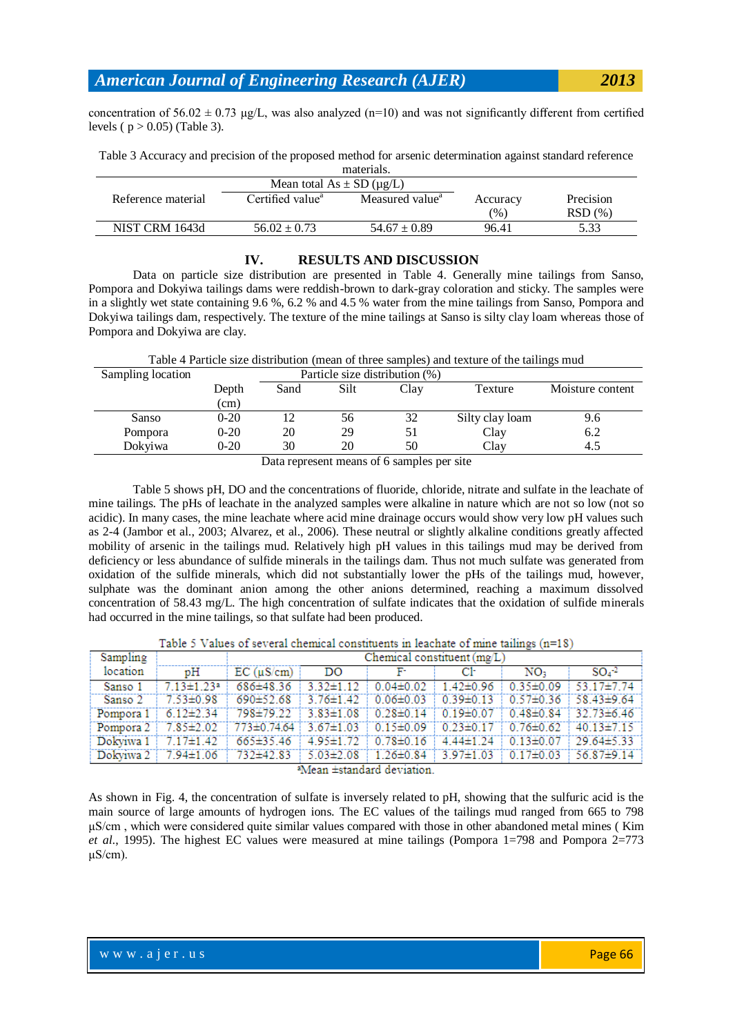concentration of 56.02 ± 0.73 μg/L, was also analyzed (n=10) and was not significantly different from certified levels ( $p > 0.05$) (Table 3).

Table 3 Accuracy and precision of the proposed method for arsenic determination against standard reference materials.

| Reference material | Mean total As ± SD (μg/L) | | Accuracy (%) | Precision RSD (%) |
|---|---|---|---|---|
| | Certified value[a] | Measured value[a] | | |
| NIST CRM 1643d | 56.02 ± 0.73 | 54.67 ± 0.89 | 96.41 | 5.33 |

## IV. RESULTS AND DISCUSSION

Data on particle size distribution are presented in Table 4. Generally mine tailings from Sanso, Pompora and Dokyiwa tailings dams were reddish-brown to dark-gray coloration and sticky. The samples were in a slightly wet state containing 9.6 %, 6.2 % and 4.5 % water from the mine tailings from Sanso, Pompora and Dokyiwa tailings dam, respectively. The texture of the mine tailings at Sanso is silty clay loam whereas those of Pompora and Dokyiwa are clay.

Table 4 Particle size distribution (mean of three samples) and texture of the tailings mud

| Sampling location | Particle size distribution (%) | | | | | |
|---|---|---|---|---|---|---|
| | Depth (cm) | Sand | Silt | Clay | Texture | Moisture content |
| Sanso | 0-20 | 12 | 56 | 32 | Silty clay loam | 9.6 |
| Pompora | 0-20 | 20 | 29 | 51 | Clay | 6.2 |
| Dokyiwa | 0-20 | 30 | 20 | 50 | Clay | 4.5 |

Data represent means of 6 samples per site

Table 5 shows pH, DO and the concentrations of fluoride, chloride, nitrate and sulfate in the leachate of mine tailings. The pHs of leachate in the analyzed samples were alkaline in nature which are not so low (not so acidic). In many cases, the mine leachate where acid mine drainage occurs would show very low pH values such as 2-4 (Jambor et al., 2003; Alvarez, et al., 2006). These neutral or slightly alkaline conditions greatly affected mobility of arsenic in the tailings mud. Relatively high pH values in this tailings mud may be derived from deficiency or less abundance of sulfide minerals in the tailings dam. Thus not much sulfate was generated from oxidation of the sulfide minerals, which did not substantially lower the pHs of the tailings mud, however, sulphate was the dominant anion among the other anions determined, reaching a maximum dissolved concentration of 58.43 mg/L. The high concentration of sulfate indicates that the oxidation of sulfide minerals had occurred in the mine tailings, so that sulfate had been produced.

Table 5 Values of several chemical constituents in leachate of mine tailings (n=18)

| Sampling location | Chemical constituent (mg/L) | | | | | | |
|---|---|---|---|---|---|---|---|
| | pH | EC (μS/cm) | DO | $F^-$ | $Cl^-$ | $NO_3$ | $SO_4^{-2}$ |
| Sanso 1 | 7.13±1.23[a] | 686±48.36 | 3.32±1.12 | 0.04±0.02 | 1.42±0.96 | 0.35±0.09 | 53.17±7.74 |
| Sanso 2 | 7.53±0.98 | 690±52.68 | 3.76±1.42 | 0.06±0.03 | 0.39±0.13 | 0.57±0.36 | 58.43±9.64 |
| Pompora 1 | 6.12±2.34 | 798±79.22 | 3.83±1.08 | 0.28±0.14 | 0.19±0.07 | 0.48±0.84 | 32.73±6.46 |
| Pompora 2 | 7.85±2.02 | 773±0.74.64 | 3.67±1.03 | 0.15±0.09 | 0.23±0.17 | 0.76±0.62 | 40.13±7.15 |
| Dokyiwa 1 | 7.17±1.42 | 665±35.46 | 4.95±1.72 | 0.78±0.16 | 4.44±1.24 | 0.13±0.07 | 29.64±5.33 |
| Dokyiwa 2 | 7.94±1.06 | 732±42.83 | 5.03±2.08 | 1.26±0.84 | 3.97±1.03 | 0.17±0.03 | 56.87±9.14 |

[a]Mean ±standard deviation.

As shown in Fig. 4, the concentration of sulfate is inversely related to pH, showing that the sulfuric acid is the main source of large amounts of hydrogen ions. The EC values of the tailings mud ranged from 665 to 798 μS/cm , which were considered quite similar values compared with those in other abandoned metal mines ( Kim *et al.*, 1995). The highest EC values were measured at mine tailings (Pompora 1=798 and Pompora 2=773 μS/cm).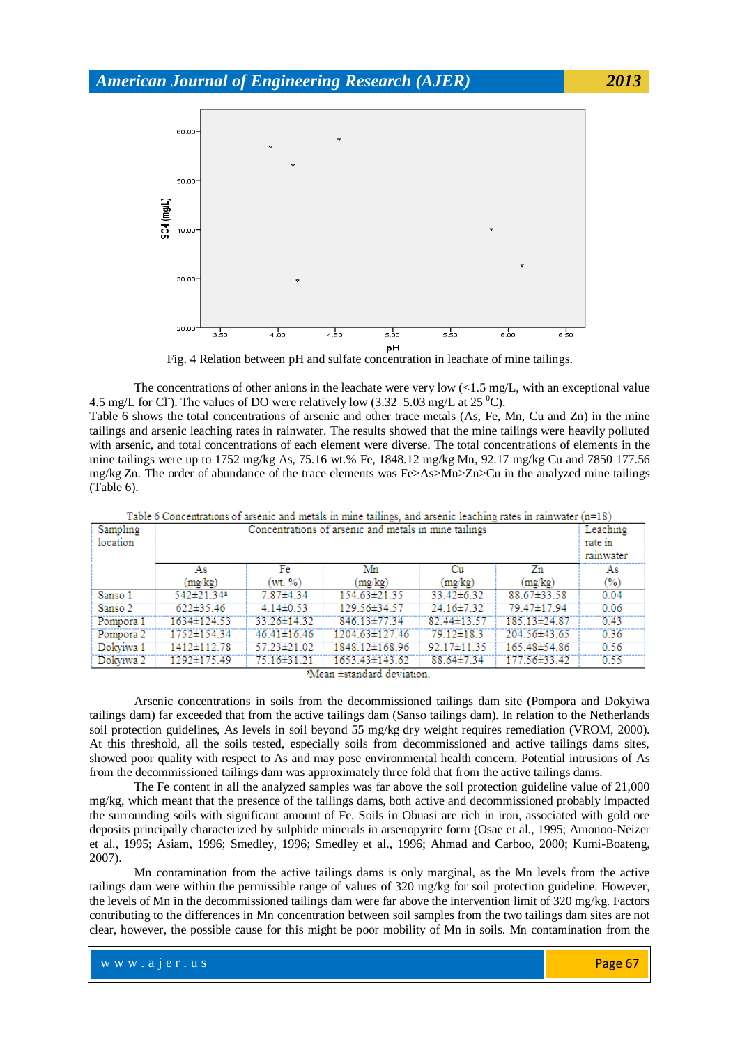Fig. 4 Relation between pH and sulfate concentration in leachate of mine tailings.

The concentrations of other anions in the leachate were very low (<1.5 mg/L, with an exceptional value 4.5 mg/L for $Cl^{-}$). The values of DO were relatively low (3.32–5.03 mg/L at 25 $^{0}$C).
Table 6 shows the total concentrations of arsenic and other trace metals (As, Fe, Mn, Cu and Zn) in the mine tailings and arsenic leaching rates in rainwater. The results showed that the mine tailings were heavily polluted with arsenic, and total concentrations of each element were diverse. The total concentrations of elements in the mine tailings were up to 1752 mg/kg As, 75.16 wt.% Fe, 1848.12 mg/kg Mn, 92.17 mg/kg Cu and 7850 177.56 mg/kg Zn. The order of abundance of the trace elements was Fe>As>Mn>Zn>Cu in the analyzed mine tailings (Table 6).

Table 6 Concentrations of arsenic and metals in mine tailings, and arsenic leaching rates in rainwater (n=18)

| Sampling location | Concentrations of arsenic and metals in mine tailings | | | | | Leaching rate in rainwater |
|---|---|---|---|---|---|---|
| | As (mg/kg) | Fe (wt. %) | Mn (mg/kg) | Cu (mg/kg) | Zn (mg/kg) | As (%) |
| Sanso 1 | 542±21.34[a] | 7.87±4.34 | 154.63±21.35 | 33.42±6.32 | 88.67±33.58 | 0.04 |
| Sanso 2 | 622±35.46 | 4.14±0.53 | 129.56±34.57 | 24.16±7.32 | 79.47±17.94 | 0.06 |
| Pompora 1 | 1634±124.53 | 33.26±14.32 | 846.13±77.34 | 82.44±13.57 | 185.13±24.87 | 0.43 |
| Pompora 2 | 1752±154.34 | 46.41±16.46 | 1204.63±127.46 | 79.12±18.3 | 204.56±43.65 | 0.36 |
| Dokyiwa 1 | 1412±112.78 | 57.23±21.02 | 1848.12±168.96 | 92.17±11.35 | 165.48±54.86 | 0.56 |
| Dokyiwa 2 | 1292±175.49 | 75.16±31.21 | 1653.43±143.62 | 88.64±7.34 | 177.56±33.42 | 0.55 |

[a]Mean ±standard deviation.

Arsenic concentrations in soils from the decommissioned tailings dam site (Pompora and Dokyiwa tailings dam) far exceeded that from the active tailings dam (Sanso tailings dam). In relation to the Netherlands soil protection guidelines, As levels in soil beyond 55 mg/kg dry weight requires remediation (VROM, 2000). At this threshold, all the soils tested, especially soils from decommissioned and active tailings dams sites, showed poor quality with respect to As and may pose environmental health concern. Potential intrusions of As from the decommissioned tailings dam was approximately three fold that from the active tailings dams.

The Fe content in all the analyzed samples was far above the soil protection guideline value of 21,000 mg/kg, which meant that the presence of the tailings dams, both active and decommissioned probably impacted the surrounding soils with significant amount of Fe. Soils in Obuasi are rich in iron, associated with gold ore deposits principally characterized by sulphide minerals in arsenopyrite form (Osae et al., 1995; Amonoo-Neizer et al., 1995; Asiam, 1996; Smedley, 1996; Smedley et al., 1996; Ahmad and Carboo, 2000; Kumi-Boateng, 2007).

Mn contamination from the active tailings dams is only marginal, as the Mn levels from the active tailings dam were within the permissible range of values of 320 mg/kg for soil protection guideline. However, the levels of Mn in the decommissioned tailings dam were far above the intervention limit of 320 mg/kg. Factors contributing to the differences in Mn concentration between soil samples from the two tailings dam sites are not clear, however, the possible cause for this might be poor mobility of Mn in soils. Mn contamination from the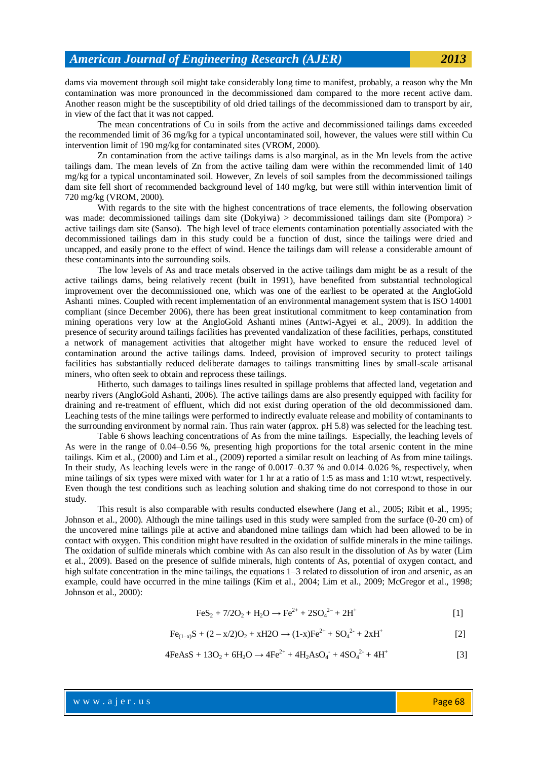dams via movement through soil might take considerably long time to manifest, probably, a reason why the Mn contamination was more pronounced in the decommissioned dam compared to the more recent active dam. Another reason might be the susceptibility of old dried tailings of the decommissioned dam to transport by air, in view of the fact that it was not capped.

The mean concentrations of Cu in soils from the active and decommissioned tailings dams exceeded the recommended limit of 36 mg/kg for a typical uncontaminated soil, however, the values were still within Cu intervention limit of 190 mg/kg for contaminated sites (VROM, 2000).

Zn contamination from the active tailings dams is also marginal, as in the Mn levels from the active tailings dam. The mean levels of Zn from the active tailing dam were within the recommended limit of 140 mg/kg for a typical uncontaminated soil. However, Zn levels of soil samples from the decommissioned tailings dam site fell short of recommended background level of 140 mg/kg, but were still within intervention limit of 720 mg/kg (VROM, 2000).

With regards to the site with the highest concentrations of trace elements, the following observation was made: decommissioned tailings dam site (Dokyiwa) > decommissioned tailings dam site (Pompora) > active tailings dam site (Sanso). The high level of trace elements contamination potentially associated with the decommissioned tailings dam in this study could be a function of dust, since the tailings were dried and uncapped, and easily prone to the effect of wind. Hence the tailings dam will release a considerable amount of these contaminants into the surrounding soils.

The low levels of As and trace metals observed in the active tailings dam might be as a result of the active tailings dams, being relatively recent (built in 1991), have benefited from substantial technological improvement over the decommissioned one, which was one of the earliest to be operated at the AngloGold Ashanti mines. Coupled with recent implementation of an environmental management system that is ISO 14001 compliant (since December 2006), there has been great institutional commitment to keep contamination from mining operations very low at the AngloGold Ashanti mines (Antwi-Agyei et al., 2009). In addition the presence of security around tailings facilities has prevented vandalization of these facilities, perhaps, constituted a network of management activities that altogether might have worked to ensure the reduced level of contamination around the active tailings dams. Indeed, provision of improved security to protect tailings facilities has substantially reduced deliberate damages to tailings transmitting lines by small-scale artisanal miners, who often seek to obtain and reprocess these tailings.

Hitherto, such damages to tailings lines resulted in spillage problems that affected land, vegetation and nearby rivers (AngloGold Ashanti, 2006). The active tailings dams are also presently equipped with facility for draining and re-treatment of effluent, which did not exist during operation of the old decommissioned dam. Leaching tests of the mine tailings were performed to indirectly evaluate release and mobility of contaminants to the surrounding environment by normal rain. Thus rain water (approx. pH 5.8) was selected for the leaching test.

Table 6 shows leaching concentrations of As from the mine tailings. Especially, the leaching levels of As were in the range of 0.04–0.56 %, presenting high proportions for the total arsenic content in the mine tailings. Kim et al., (2000) and Lim et al., (2009) reported a similar result on leaching of As from mine tailings. In their study, As leaching levels were in the range of 0.0017–0.37 % and 0.014–0.026 %, respectively, when mine tailings of six types were mixed with water for 1 hr at a ratio of 1:5 as mass and 1:10 wt:wt, respectively. Even though the test conditions such as leaching solution and shaking time do not correspond to those in our study.

This result is also comparable with results conducted elsewhere (Jang et al., 2005; Ribit et al., 1995; Johnson et al., 2000). Although the mine tailings used in this study were sampled from the surface (0-20 cm) of the uncovered mine tailings pile at active and abandoned mine tailings dam which had been allowed to be in contact with oxygen. This condition might have resulted in the oxidation of sulfide minerals in the mine tailings. The oxidation of sulfide minerals which combine with As can also result in the dissolution of As by water (Lim et al., 2009). Based on the presence of sulfide minerals, high contents of As, potential of oxygen contact, and high sulfate concentration in the mine tailings, the equations 1–3 related to dissolution of iron and arsenic, as an example, could have occurred in the mine tailings (Kim et al., 2004; Lim et al., 2009; McGregor et al., 1998; Johnson et al., 2000):

$$FeS_2 + 7/2O_2 + H_2O \rightarrow Fe^{2+} + 2SO_4^{2-} + 2H^+ \quad [1]$$

$$Fe_{(1-x)}S + (2 - x/2)O_2 + xH2O \rightarrow (1\text{-}x)Fe^{2+} + SO_4^{2-} + 2xH^+ \quad [2]$$

$$4FeAsS + 13O_2 + 6H_2O \rightarrow 4Fe^{2+} + 4H_2AsO_4^- + 4SO_4^{2-} + 4H^+ \quad [3]$$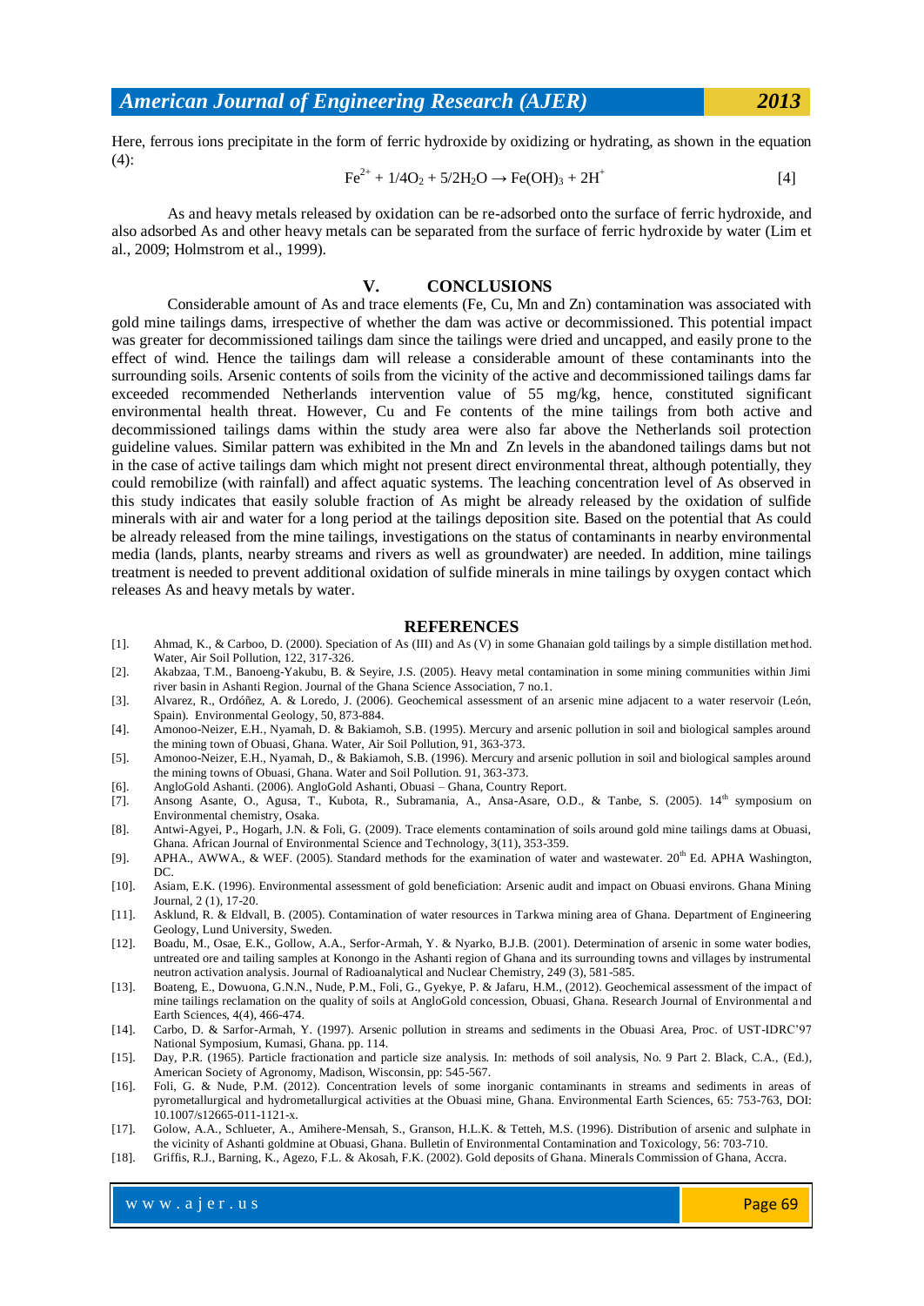Here, ferrous ions precipitate in the form of ferric hydroxide by oxidizing or hydrating, as shown in the equation (4):

$$Fe^{2+} + 1/4O_2 + 5/2H_2O \rightarrow Fe(OH)_3 + 2H^+ \qquad [4]$$

As and heavy metals released by oxidation can be re-adsorbed onto the surface of ferric hydroxide, and also adsorbed As and other heavy metals can be separated from the surface of ferric hydroxide by water (Lim et al., 2009; Holmstrom et al., 1999).

## V. CONCLUSIONS

Considerable amount of As and trace elements (Fe, Cu, Mn and Zn) contamination was associated with gold mine tailings dams, irrespective of whether the dam was active or decommissioned. This potential impact was greater for decommissioned tailings dam since the tailings were dried and uncapped, and easily prone to the effect of wind. Hence the tailings dam will release a considerable amount of these contaminants into the surrounding soils. Arsenic contents of soils from the vicinity of the active and decommissioned tailings dams far exceeded recommended Netherlands intervention value of 55 mg/kg, hence, constituted significant environmental health threat. However, Cu and Fe contents of the mine tailings from both active and decommissioned tailings dams within the study area were also far above the Netherlands soil protection guideline values. Similar pattern was exhibited in the Mn and Zn levels in the abandoned tailings dams but not in the case of active tailings dam which might not present direct environmental threat, although potentially, they could remobilize (with rainfall) and affect aquatic systems. The leaching concentration level of As observed in this study indicates that easily soluble fraction of As might be already released by the oxidation of sulfide minerals with air and water for a long period at the tailings deposition site. Based on the potential that As could be already released from the mine tailings, investigations on the status of contaminants in nearby environmental media (lands, plants, nearby streams and rivers as well as groundwater) are needed. In addition, mine tailings treatment is needed to prevent additional oxidation of sulfide minerals in mine tailings by oxygen contact which releases As and heavy metals by water.

## REFERENCES

[1]. Ahmad, K., & Carboo, D. (2000). Speciation of As (III) and As (V) in some Ghanaian gold tailings by a simple distillation method. Water, Air Soil Pollution, 122, 317-326.

[2]. Akabzaa, T.M., Banoeng-Yakubu, B. & Seyire, J.S. (2005). Heavy metal contamination in some mining communities within Jimi river basin in Ashanti Region. Journal of the Ghana Science Association, 7 no.1.

[3]. Alvarez, R., Ordóñez, A. & Loredo, J. (2006). Geochemical assessment of an arsenic mine adjacent to a water reservoir (León, Spain). Environmental Geology, 50, 873-884.

[4]. Amonoo-Neizer, E.H., Nyamah, D. & Bakiamoh, S.B. (1995). Mercury and arsenic pollution in soil and biological samples around the mining town of Obuasi, Ghana. Water, Air Soil Pollution, 91, 363-373.

[5]. Amonoo-Neizer, E.H., Nyamah, D., & Bakiamoh, S.B. (1996). Mercury and arsenic pollution in soil and biological samples around the mining towns of Obuasi, Ghana. Water and Soil Pollution. 91, 363-373.

[6]. AngloGold Ashanti. (2006). AngloGold Ashanti, Obuasi – Ghana, Country Report.

[7]. Ansong Asante, O., Agusa, T., Kubota, R., Subramania, A., Ansa-Asare, O.D., & Tanbe, S. (2005). 14th symposium on Environmental chemistry, Osaka.

[8]. Antwi-Agyei, P., Hogarh, J.N. & Foli, G. (2009). Trace elements contamination of soils around gold mine tailings dams at Obuasi, Ghana. African Journal of Environmental Science and Technology, 3(11), 353-359.

[9]. APHA., AWWA., & WEF. (2005). Standard methods for the examination of water and wastewater. 20th Ed. APHA Washington, DC.

[10]. Asiam, E.K. (1996). Environmental assessment of gold beneficiation: Arsenic audit and impact on Obuasi environs. Ghana Mining Journal, 2 (1), 17-20.

[11]. Asklund, R. & Eldvall, B. (2005). Contamination of water resources in Tarkwa mining area of Ghana. Department of Engineering Geology, Lund University, Sweden.

[12]. Boadu, M., Osae, E.K., Gollow, A.A., Serfor-Armah, Y. & Nyarko, B.J.B. (2001). Determination of arsenic in some water bodies, untreated ore and tailing samples at Konongo in the Ashanti region of Ghana and its surrounding towns and villages by instrumental neutron activation analysis. Journal of Radioanalytical and Nuclear Chemistry, 249 (3), 581-585.

[13]. Boateng, E., Dowuona, G.N.N., Nude, P.M., Foli, G., Gyekye, P. & Jafaru, H.M., (2012). Geochemical assessment of the impact of mine tailings reclamation on the quality of soils at AngloGold concession, Obuasi, Ghana. Research Journal of Environmental and Earth Sciences, 4(4), 466-474.

[14]. Carbo, D. & Sarfor-Armah, Y. (1997). Arsenic pollution in streams and sediments in the Obuasi Area, Proc. of UST-IDRC'97 National Symposium, Kumasi, Ghana. pp. 114.

[15]. Day, P.R. (1965). Particle fractionation and particle size analysis. In: methods of soil analysis, No. 9 Part 2. Black, C.A., (Ed.), American Society of Agronomy, Madison, Wisconsin, pp: 545-567.

[16]. Foli, G. & Nude, P.M. (2012). Concentration levels of some inorganic contaminants in streams and sediments in areas of pyrometallurgical and hydrometallurgical activities at the Obuasi mine, Ghana. Environmental Earth Sciences, 65: 753-763, DOI: 10.1007/s12665-011-1121-x.

[17]. Golow, A.A., Schlueter, A., Amihere-Mensah, S., Granson, H.L.K. & Tetteh, M.S. (1996). Distribution of arsenic and sulphate in the vicinity of Ashanti goldmine at Obuasi, Ghana. Bulletin of Environmental Contamination and Toxicology, 56: 703-710.

[18]. Griffis, R.J., Barning, K., Agezo, F.L. & Akosah, F.K. (2002). Gold deposits of Ghana. Minerals Commission of Ghana, Accra.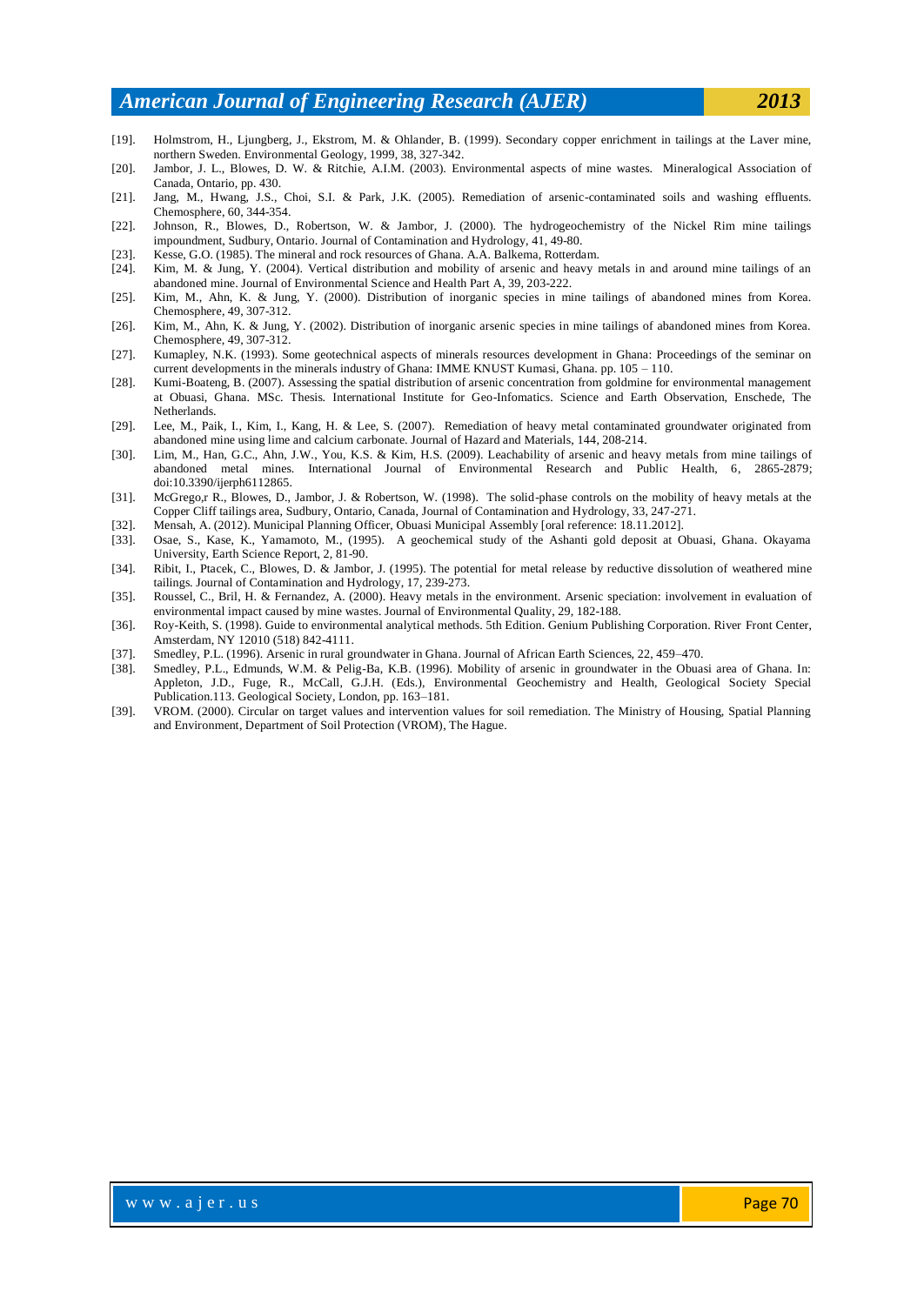[19]. Holmstrom, H., Ljungberg, J., Ekstrom, M. & Ohlander, B. (1999). Secondary copper enrichment in tailings at the Laver mine, northern Sweden. Environmental Geology, 1999, 38, 327-342.

[20]. Jambor, J. L., Blowes, D. W. & Ritchie, A.I.M. (2003). Environmental aspects of mine wastes. Mineralogical Association of Canada, Ontario, pp. 430.

[21]. Jang, M., Hwang, J.S., Choi, S.I. & Park, J.K. (2005). Remediation of arsenic-contaminated soils and washing effluents. Chemosphere, 60, 344-354.

[22]. Johnson, R., Blowes, D., Robertson, W. & Jambor, J. (2000). The hydrogeochemistry of the Nickel Rim mine tailings impoundment, Sudbury, Ontario. Journal of Contamination and Hydrology, 41, 49-80.

[23]. Kesse, G.O. (1985). The mineral and rock resources of Ghana. A.A. Balkema, Rotterdam.

[24]. Kim, M. & Jung, Y. (2004). Vertical distribution and mobility of arsenic and heavy metals in and around mine tailings of an abandoned mine. Journal of Environmental Science and Health Part A, 39, 203-222.

[25]. Kim, M., Ahn, K. & Jung, Y. (2000). Distribution of inorganic species in mine tailings of abandoned mines from Korea. Chemosphere, 49, 307-312.

[26]. Kim, M., Ahn, K. & Jung, Y. (2002). Distribution of inorganic arsenic species in mine tailings of abandoned mines from Korea. Chemosphere, 49, 307-312.

[27]. Kumapley, N.K. (1993). Some geotechnical aspects of minerals resources development in Ghana: Proceedings of the seminar on current developments in the minerals industry of Ghana: IMME KNUST Kumasi, Ghana. pp. 105 – 110.

[28]. Kumi-Boateng, B. (2007). Assessing the spatial distribution of arsenic concentration from goldmine for environmental management at Obuasi, Ghana. MSc. Thesis. International Institute for Geo-Infomatics. Science and Earth Observation, Enschede, The Netherlands.

[29]. Lee, M., Paik, I., Kim, I., Kang, H. & Lee, S. (2007). Remediation of heavy metal contaminated groundwater originated from abandoned mine using lime and calcium carbonate. Journal of Hazard and Materials, 144, 208-214.

[30]. Lim, M., Han, G.C., Ahn, J.W., You, K.S. & Kim, H.S. (2009). Leachability of arsenic and heavy metals from mine tailings of abandoned metal mines. International Journal of Environmental Research and Public Health, 6, 2865-2879; doi:10.3390/ijerph6112865.

[31]. McGrego,r R., Blowes, D., Jambor, J. & Robertson, W. (1998). The solid-phase controls on the mobility of heavy metals at the Copper Cliff tailings area, Sudbury, Ontario, Canada, Journal of Contamination and Hydrology, 33, 247-271.

[32]. Mensah, A. (2012). Municipal Planning Officer, Obuasi Municipal Assembly [oral reference: 18.11.2012].

[33]. Osae, S., Kase, K., Yamamoto, M., (1995). A geochemical study of the Ashanti gold deposit at Obuasi, Ghana. Okayama University, Earth Science Report, 2, 81-90.

[34]. Ribit, I., Ptacek, C., Blowes, D. & Jambor, J. (1995). The potential for metal release by reductive dissolution of weathered mine tailings. Journal of Contamination and Hydrology, 17, 239-273.

[35]. Roussel, C., Bril, H. & Fernandez, A. (2000). Heavy metals in the environment. Arsenic speciation: involvement in evaluation of environmental impact caused by mine wastes. Journal of Environmental Quality, 29, 182-188.

[36]. Roy-Keith, S. (1998). Guide to environmental analytical methods. 5th Edition. Genium Publishing Corporation. River Front Center, Amsterdam, NY 12010 (518) 842-4111.

[37]. Smedley, P.L. (1996). Arsenic in rural groundwater in Ghana. Journal of African Earth Sciences, 22, 459–470.

[38]. Smedley, P.L., Edmunds, W.M. & Pelig-Ba, K.B. (1996). Mobility of arsenic in groundwater in the Obuasi area of Ghana. In: Appleton, J.D., Fuge, R., McCall, G.J.H. (Eds.), Environmental Geochemistry and Health, Geological Society Special Publication.113. Geological Society, London, pp. 163–181.

[39]. VROM. (2000). Circular on target values and intervention values for soil remediation. The Ministry of Housing, Spatial Planning and Environment, Department of Soil Protection (VROM), The Hague.